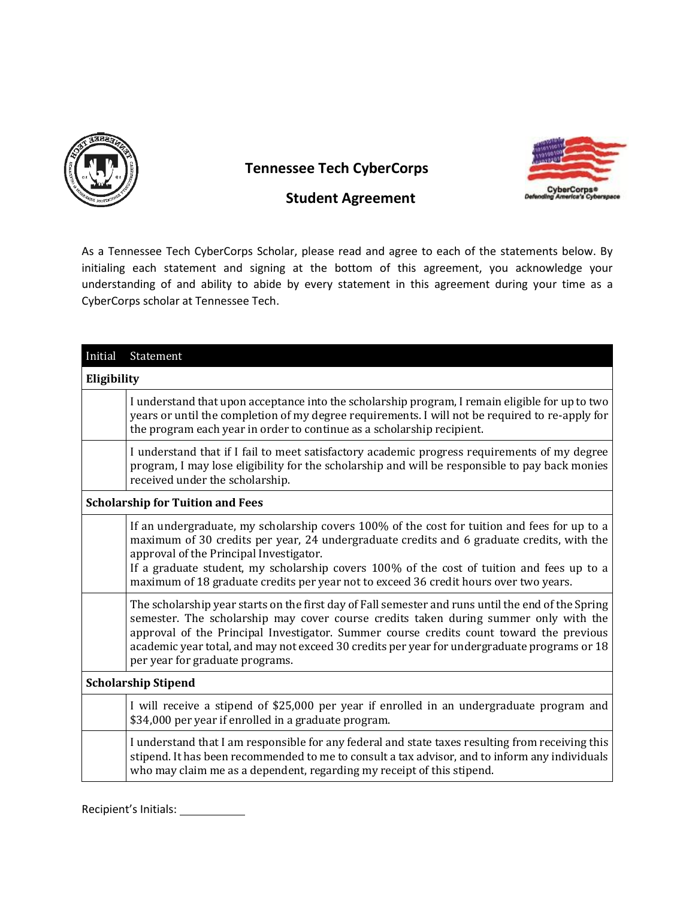# Tennessee Tech CyberCorps

## Student Agreement

As a Tennessee Tech CyberCorps Scholar, please read and agree to each of the statements below. By initialing each statement and signing at the bottom of this agreement, you acknowledge your understanding of and ability to abide by every statement in this agreement during your time as a CyberCorps scholar at Tennessee Tech.

| Initial | Statement |
|---|---|
| **Eligibility** | |
| | I understand that upon acceptance into the scholarship program, I remain eligible for up to two years or until the completion of my degree requirements. I will not be required to re-apply for the program each year in order to continue as a scholarship recipient. |
| | I understand that if I fail to meet satisfactory academic progress requirements of my degree program, I may lose eligibility for the scholarship and will be responsible to pay back monies received under the scholarship. |
| **Scholarship for Tuition and Fees** | |
| | If an undergraduate, my scholarship covers 100% of the cost for tuition and fees for up to a maximum of 30 credits per year, 24 undergraduate credits and 6 graduate credits, with the approval of the Principal Investigator. If a graduate student, my scholarship covers 100% of the cost of tuition and fees up to a maximum of 18 graduate credits per year not to exceed 36 credit hours over two years. |
| | The scholarship year starts on the first day of Fall semester and runs until the end of the Spring semester. The scholarship may cover course credits taken during summer only with the approval of the Principal Investigator. Summer course credits count toward the previous academic year total, and may not exceed 30 credits per year for undergraduate programs or 18 per year for graduate programs. |
| **Scholarship Stipend** | |
| | I will receive a stipend of $25,000 per year if enrolled in an undergraduate program and $34,000 per year if enrolled in a graduate program. |
| | I understand that I am responsible for any federal and state taxes resulting from receiving this stipend. It has been recommended to me to consult a tax advisor, and to inform any individuals who may claim me as a dependent, regarding my receipt of this stipend. |

Recipient's Initials: ___________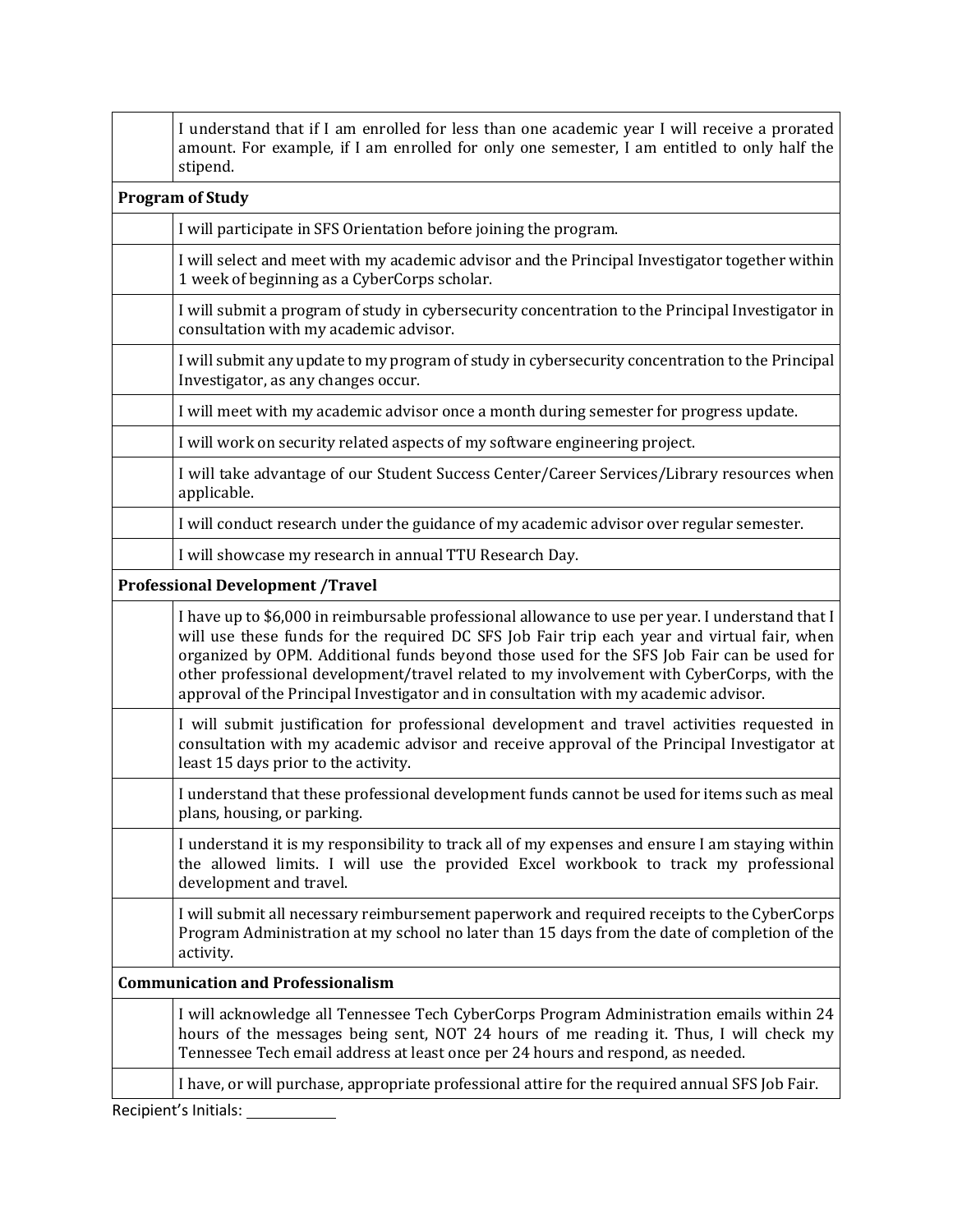| | |
|---|---|
| | I understand that if I am enrolled for less than one academic year I will receive a prorated amount. For example, if I am enrolled for only one semester, I am entitled to only half the stipend. |
| **Program of Study** | |
| | I will participate in SFS Orientation before joining the program. |
| | I will select and meet with my academic advisor and the Principal Investigator together within 1 week of beginning as a CyberCorps scholar. |
| | I will submit a program of study in cybersecurity concentration to the Principal Investigator in consultation with my academic advisor. |
| | I will submit any update to my program of study in cybersecurity concentration to the Principal Investigator, as any changes occur. |
| | I will meet with my academic advisor once a month during semester for progress update. |
| | I will work on security related aspects of my software engineering project. |
| | I will take advantage of our Student Success Center/Career Services/Library resources when applicable. |
| | I will conduct research under the guidance of my academic advisor over regular semester. |
| | I will showcase my research in annual TTU Research Day. |
| **Professional Development /Travel** | |
| | I have up to $6,000 in reimbursable professional allowance to use per year. I understand that I will use these funds for the required DC SFS Job Fair trip each year and virtual fair, when organized by OPM. Additional funds beyond those used for the SFS Job Fair can be used for other professional development/travel related to my involvement with CyberCorps, with the approval of the Principal Investigator and in consultation with my academic advisor. |
| | I will submit justification for professional development and travel activities requested in consultation with my academic advisor and receive approval of the Principal Investigator at least 15 days prior to the activity. |
| | I understand that these professional development funds cannot be used for items such as meal plans, housing, or parking. |
| | I understand it is my responsibility to track all of my expenses and ensure I am staying within the allowed limits. I will use the provided Excel workbook to track my professional development and travel. |
| | I will submit all necessary reimbursement paperwork and required receipts to the CyberCorps Program Administration at my school no later than 15 days from the date of completion of the activity. |
| **Communication and Professionalism** | |
| | I will acknowledge all Tennessee Tech CyberCorps Program Administration emails within 24 hours of the messages being sent, NOT 24 hours of me reading it. Thus, I will check my Tennessee Tech email address at least once per 24 hours and respond, as needed. |
| | I have, or will purchase, appropriate professional attire for the required annual SFS Job Fair. |

Recipient's Initials: ____________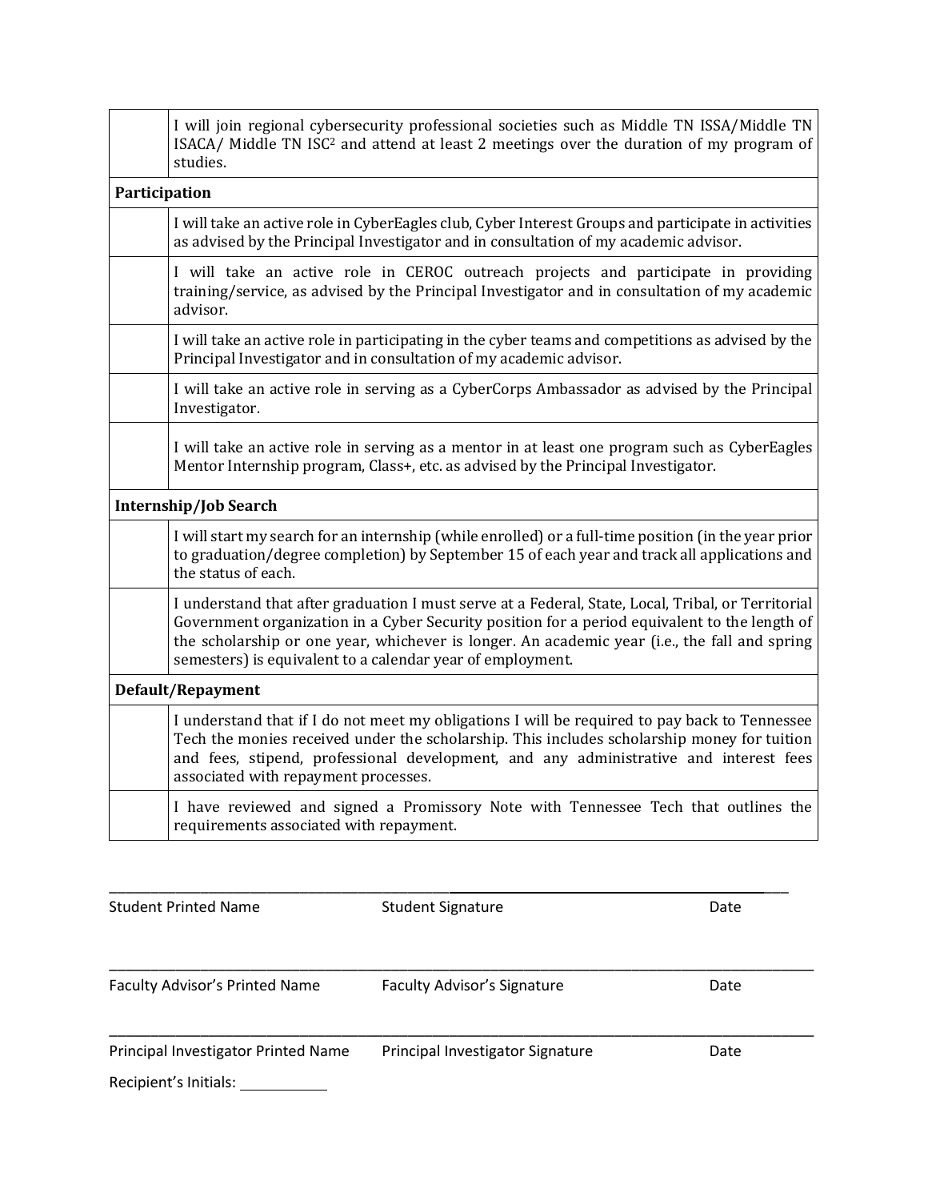| | |
|---|---|
| | I will join regional cybersecurity professional societies such as Middle TN ISSA/Middle TN ISACA/ Middle TN ISC[2] and attend at least 2 meetings over the duration of my program of studies. |
| **Participation** | |
| | I will take an active role in CyberEagles club, Cyber Interest Groups and participate in activities as advised by the Principal Investigator and in consultation of my academic advisor. |
| | I will take an active role in CEROC outreach projects and participate in providing training/service, as advised by the Principal Investigator and in consultation of my academic advisor. |
| | I will take an active role in participating in the cyber teams and competitions as advised by the Principal Investigator and in consultation of my academic advisor. |
| | I will take an active role in serving as a CyberCorps Ambassador as advised by the Principal Investigator. |
| | I will take an active role in serving as a mentor in at least one program such as CyberEagles Mentor Internship program, Class+, etc. as advised by the Principal Investigator. |
| **Internship/Job Search** | |
| | I will start my search for an internship (while enrolled) or a full-time position (in the year prior to graduation/degree completion) by September 15 of each year and track all applications and the status of each. |
| | I understand that after graduation I must serve at a Federal, State, Local, Tribal, or Territorial Government organization in a Cyber Security position for a period equivalent to the length of the scholarship or one year, whichever is longer. An academic year (i.e., the fall and spring semesters) is equivalent to a calendar year of employment. |
| **Default/Repayment** | |
| | I understand that if I do not meet my obligations I will be required to pay back to Tennessee Tech the monies received under the scholarship. This includes scholarship money for tuition and fees, stipend, professional development, and any administrative and interest fees associated with repayment processes. |
| | I have reviewed and signed a Promissory Note with Tennessee Tech that outlines the requirements associated with repayment. |

_______________________________________________________________________________

Student Printed Name		Student Signature		Date

_______________________________________________________________________________

Faculty Advisor's Printed Name		Faculty Advisor's Signature		Date

_______________________________________________________________________________

Principal Investigator Printed Name		Principal Investigator Signature		Date

Recipient's Initials: ___________